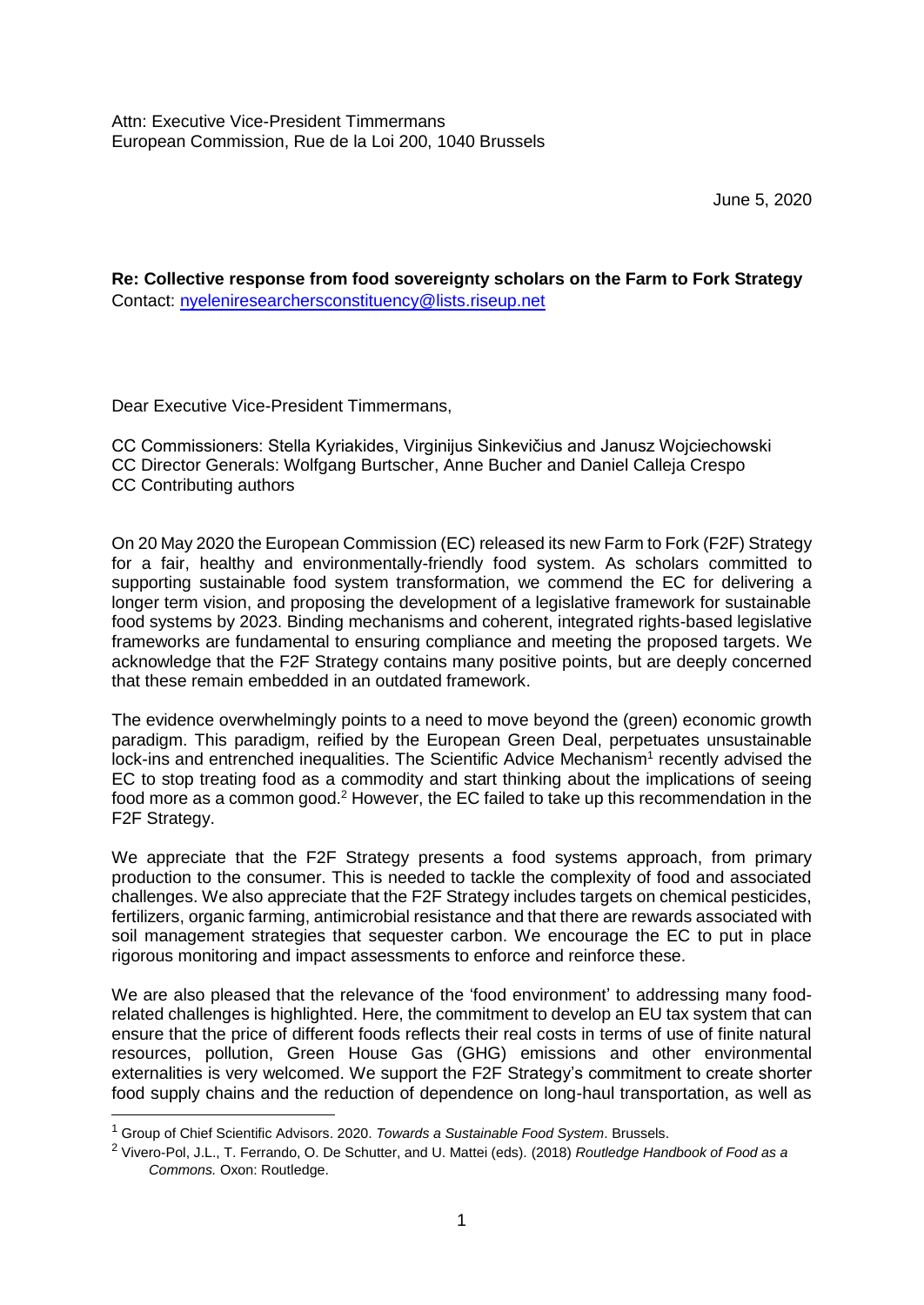Attn: Executive Vice-President Timmermans
European Commission, Rue de la Loi 200, 1040 Brussels

June 5, 2020

**Re: Collective response from food sovereignty scholars on the Farm to Fork Strategy**
Contact: nyeleniresearchersconstituency@lists.riseup.net

Dear Executive Vice-President Timmermans,

CC Commissioners: Stella Kyriakides, Virginijus Sinkevičius and Janusz Wojciechowski
CC Director Generals: Wolfgang Burtscher, Anne Bucher and Daniel Calleja Crespo
CC Contributing authors

On 20 May 2020 the European Commission (EC) released its new Farm to Fork (F2F) Strategy for a fair, healthy and environmentally-friendly food system. As scholars committed to supporting sustainable food system transformation, we commend the EC for delivering a longer term vision, and proposing the development of a legislative framework for sustainable food systems by 2023. Binding mechanisms and coherent, integrated rights-based legislative frameworks are fundamental to ensuring compliance and meeting the proposed targets. We acknowledge that the F2F Strategy contains many positive points, but are deeply concerned that these remain embedded in an outdated framework.

The evidence overwhelmingly points to a need to move beyond the (green) economic growth paradigm. This paradigm, reified by the European Green Deal, perpetuates unsustainable lock-ins and entrenched inequalities. The Scientific Advice Mechanism[1] recently advised the EC to stop treating food as a commodity and start thinking about the implications of seeing food more as a common good.[2] However, the EC failed to take up this recommendation in the F2F Strategy.

We appreciate that the F2F Strategy presents a food systems approach, from primary production to the consumer. This is needed to tackle the complexity of food and associated challenges. We also appreciate that the F2F Strategy includes targets on chemical pesticides, fertilizers, organic farming, antimicrobial resistance and that there are rewards associated with soil management strategies that sequester carbon. We encourage the EC to put in place rigorous monitoring and impact assessments to enforce and reinforce these.

We are also pleased that the relevance of the 'food environment' to addressing many food-related challenges is highlighted. Here, the commitment to develop an EU tax system that can ensure that the price of different foods reflects their real costs in terms of use of finite natural resources, pollution, Green House Gas (GHG) emissions and other environmental externalities is very welcomed. We support the F2F Strategy's commitment to create shorter food supply chains and the reduction of dependence on long-haul transportation, as well as

---

[1] Group of Chief Scientific Advisors. 2020. *Towards a Sustainable Food System*. Brussels.

[2] Vivero-Pol, J.L., T. Ferrando, O. De Schutter, and U. Mattei (eds). (2018) *Routledge Handbook of Food as a Commons.* Oxon: Routledge.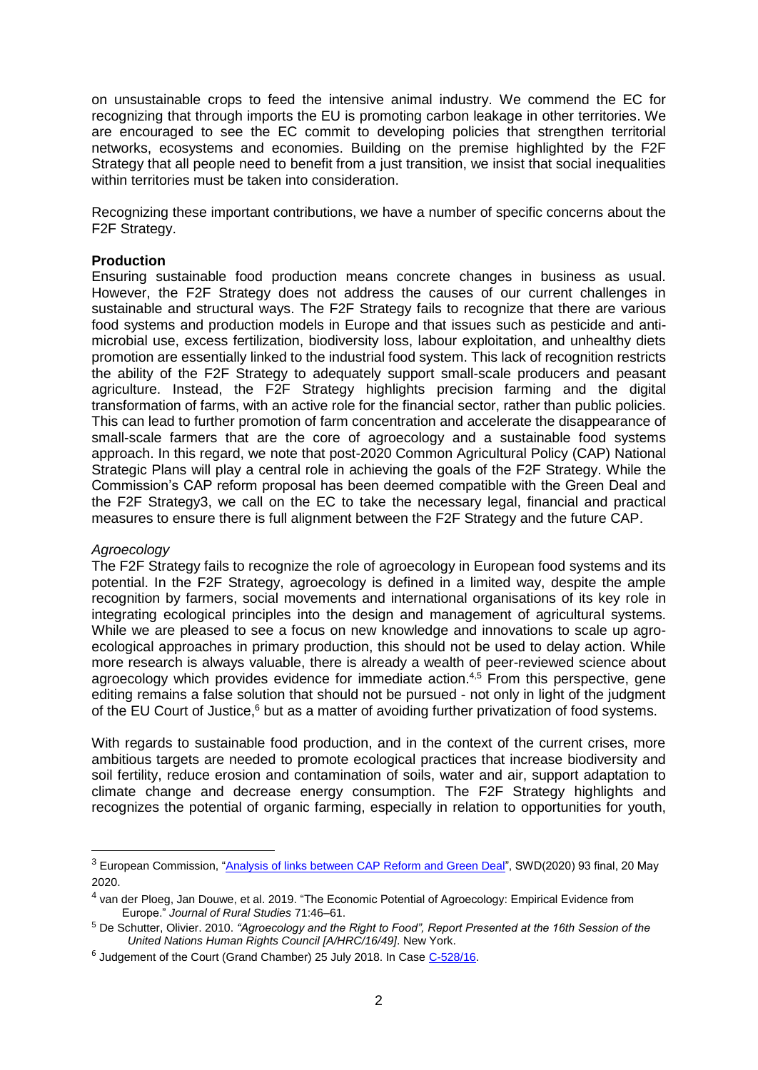on unsustainable crops to feed the intensive animal industry. We commend the EC for recognizing that through imports the EU is promoting carbon leakage in other territories. We are encouraged to see the EC commit to developing policies that strengthen territorial networks, ecosystems and economies. Building on the premise highlighted by the F2F Strategy that all people need to benefit from a just transition, we insist that social inequalities within territories must be taken into consideration.

Recognizing these important contributions, we have a number of specific concerns about the F2F Strategy.

**Production**

Ensuring sustainable food production means concrete changes in business as usual. However, the F2F Strategy does not address the causes of our current challenges in sustainable and structural ways. The F2F Strategy fails to recognize that there are various food systems and production models in Europe and that issues such as pesticide and anti-microbial use, excess fertilization, biodiversity loss, labour exploitation, and unhealthy diets promotion are essentially linked to the industrial food system. This lack of recognition restricts the ability of the F2F Strategy to adequately support small-scale producers and peasant agriculture. Instead, the F2F Strategy highlights precision farming and the digital transformation of farms, with an active role for the financial sector, rather than public policies. This can lead to further promotion of farm concentration and accelerate the disappearance of small-scale farmers that are the core of agroecology and a sustainable food systems approach. In this regard, we note that post-2020 Common Agricultural Policy (CAP) National Strategic Plans will play a central role in achieving the goals of the F2F Strategy. While the Commission's CAP reform proposal has been deemed compatible with the Green Deal and the F2F Strategy[3], we call on the EC to take the necessary legal, financial and practical measures to ensure there is full alignment between the F2F Strategy and the future CAP.

*Agroecology*

The F2F Strategy fails to recognize the role of agroecology in European food systems and its potential. In the F2F Strategy, agroecology is defined in a limited way, despite the ample recognition by farmers, social movements and international organisations of its key role in integrating ecological principles into the design and management of agricultural systems. While we are pleased to see a focus on new knowledge and innovations to scale up agro-ecological approaches in primary production, this should not be used to delay action. While more research is always valuable, there is already a wealth of peer-reviewed science about agroecology which provides evidence for immediate action.[4,5] From this perspective, gene editing remains a false solution that should not be pursued - not only in light of the judgment of the EU Court of Justice,[6] but as a matter of avoiding further privatization of food systems.

With regards to sustainable food production, and in the context of the current crises, more ambitious targets are needed to promote ecological practices that increase biodiversity and soil fertility, reduce erosion and contamination of soils, water and air, support adaptation to climate change and decrease energy consumption. The F2F Strategy highlights and recognizes the potential of organic farming, especially in relation to opportunities for youth,

---

[3] European Commission, "Analysis of links between CAP Reform and Green Deal", SWD(2020) 93 final, 20 May 2020.

[4] van der Ploeg, Jan Douwe, et al. 2019. "The Economic Potential of Agroecology: Empirical Evidence from Europe." *Journal of Rural Studies* 71:46–61.

[5] De Schutter, Olivier. 2010. *"Agroecology and the Right to Food", Report Presented at the 16th Session of the United Nations Human Rights Council [A/HRC/16/49]*. New York.

[6] Judgement of the Court (Grand Chamber) 25 July 2018. In Case C-528/16.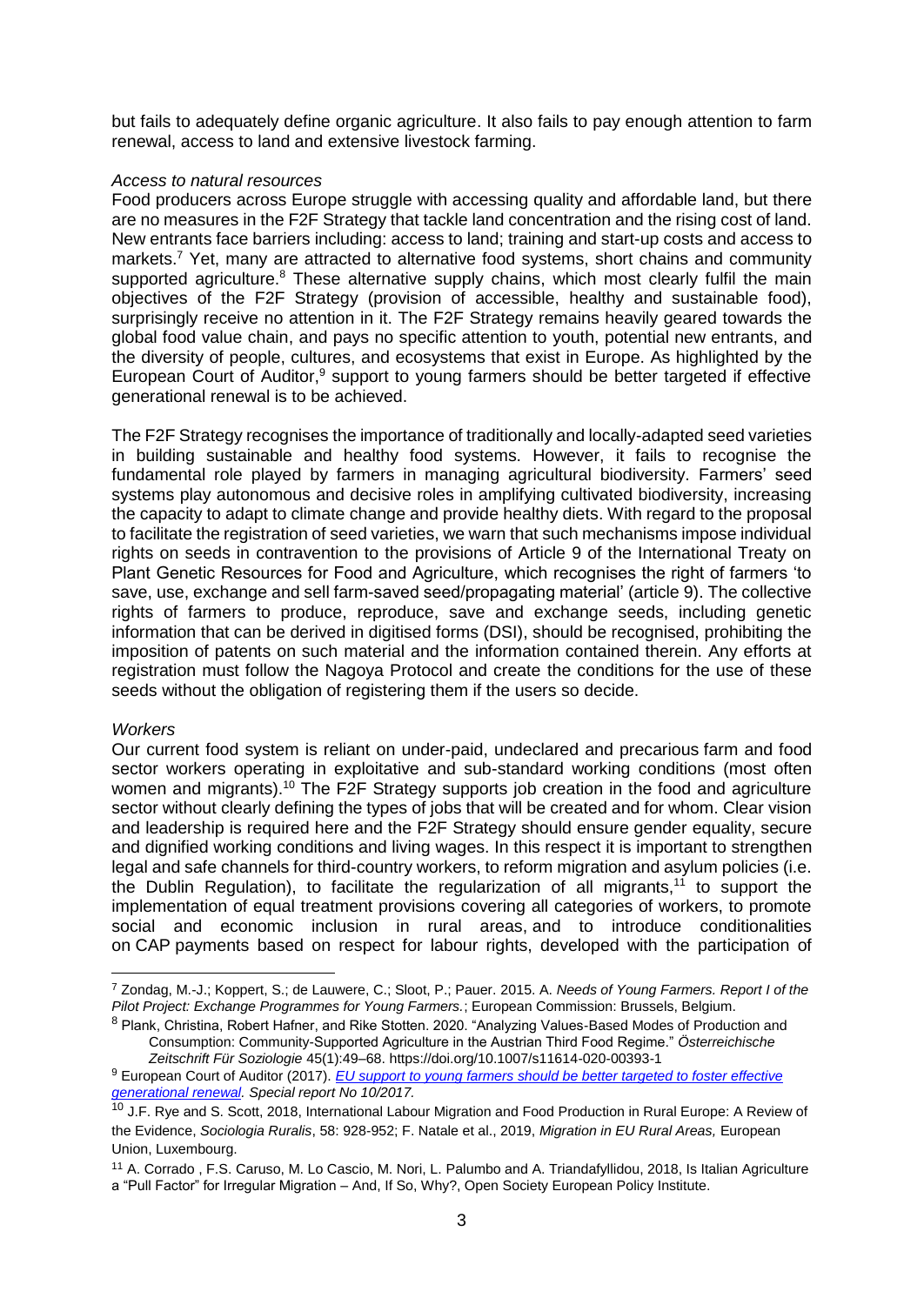but fails to adequately define organic agriculture. It also fails to pay enough attention to farm renewal, access to land and extensive livestock farming.

*Access to natural resources*

Food producers across Europe struggle with accessing quality and affordable land, but there are no measures in the F2F Strategy that tackle land concentration and the rising cost of land. New entrants face barriers including: access to land; training and start-up costs and access to markets.[7] Yet, many are attracted to alternative food systems, short chains and community supported agriculture.[8] These alternative supply chains, which most clearly fulfil the main objectives of the F2F Strategy (provision of accessible, healthy and sustainable food), surprisingly receive no attention in it. The F2F Strategy remains heavily geared towards the global food value chain, and pays no specific attention to youth, potential new entrants, and the diversity of people, cultures, and ecosystems that exist in Europe. As highlighted by the European Court of Auditor,[9] support to young farmers should be better targeted if effective generational renewal is to be achieved.

The F2F Strategy recognises the importance of traditionally and locally-adapted seed varieties in building sustainable and healthy food systems. However, it fails to recognise the fundamental role played by farmers in managing agricultural biodiversity. Farmers' seed systems play autonomous and decisive roles in amplifying cultivated biodiversity, increasing the capacity to adapt to climate change and provide healthy diets. With regard to the proposal to facilitate the registration of seed varieties, we warn that such mechanisms impose individual rights on seeds in contravention to the provisions of Article 9 of the International Treaty on Plant Genetic Resources for Food and Agriculture, which recognises the right of farmers 'to save, use, exchange and sell farm-saved seed/propagating material' (article 9). The collective rights of farmers to produce, reproduce, save and exchange seeds, including genetic information that can be derived in digitised forms (DSI), should be recognised, prohibiting the imposition of patents on such material and the information contained therein. Any efforts at registration must follow the Nagoya Protocol and create the conditions for the use of these seeds without the obligation of registering them if the users so decide.

*Workers*

Our current food system is reliant on under-paid, undeclared and precarious farm and food sector workers operating in exploitative and sub-standard working conditions (most often women and migrants).[10] The F2F Strategy supports job creation in the food and agriculture sector without clearly defining the types of jobs that will be created and for whom. Clear vision and leadership is required here and the F2F Strategy should ensure gender equality, secure and dignified working conditions and living wages. In this respect it is important to strengthen legal and safe channels for third-country workers, to reform migration and asylum policies (i.e. the Dublin Regulation), to facilitate the regularization of all migrants,[11] to support the implementation of equal treatment provisions covering all categories of workers, to promote social and economic inclusion in rural areas, and to introduce conditionalities on CAP payments based on respect for labour rights, developed with the participation of

---

[7] Zondag, M.-J.; Koppert, S.; de Lauwere, C.; Sloot, P.; Pauer. 2015. A. *Needs of Young Farmers. Report I of the Pilot Project: Exchange Programmes for Young Farmers.*; European Commission: Brussels, Belgium.

[8] Plank, Christina, Robert Hafner, and Rike Stotten. 2020. "Analyzing Values-Based Modes of Production and Consumption: Community-Supported Agriculture in the Austrian Third Food Regime." *Österreichische Zeitschrift Für Soziologie* 45(1):49–68. https://doi.org/10.1007/s11614-020-00393-1

[9] European Court of Auditor (2017). *EU support to young farmers should be better targeted to foster effective generational renewal. Special report No 10/2017.*

[10] J.F. Rye and S. Scott, 2018, International Labour Migration and Food Production in Rural Europe: A Review of the Evidence, *Sociologia Ruralis*, 58: 928-952; F. Natale et al., 2019, *Migration in EU Rural Areas,* European Union, Luxembourg.

[11] A. Corrado , F.S. Caruso, M. Lo Cascio, M. Nori, L. Palumbo and A. Triandafyllidou, 2018, Is Italian Agriculture a "Pull Factor" for Irregular Migration – And, If So, Why?, Open Society European Policy Institute.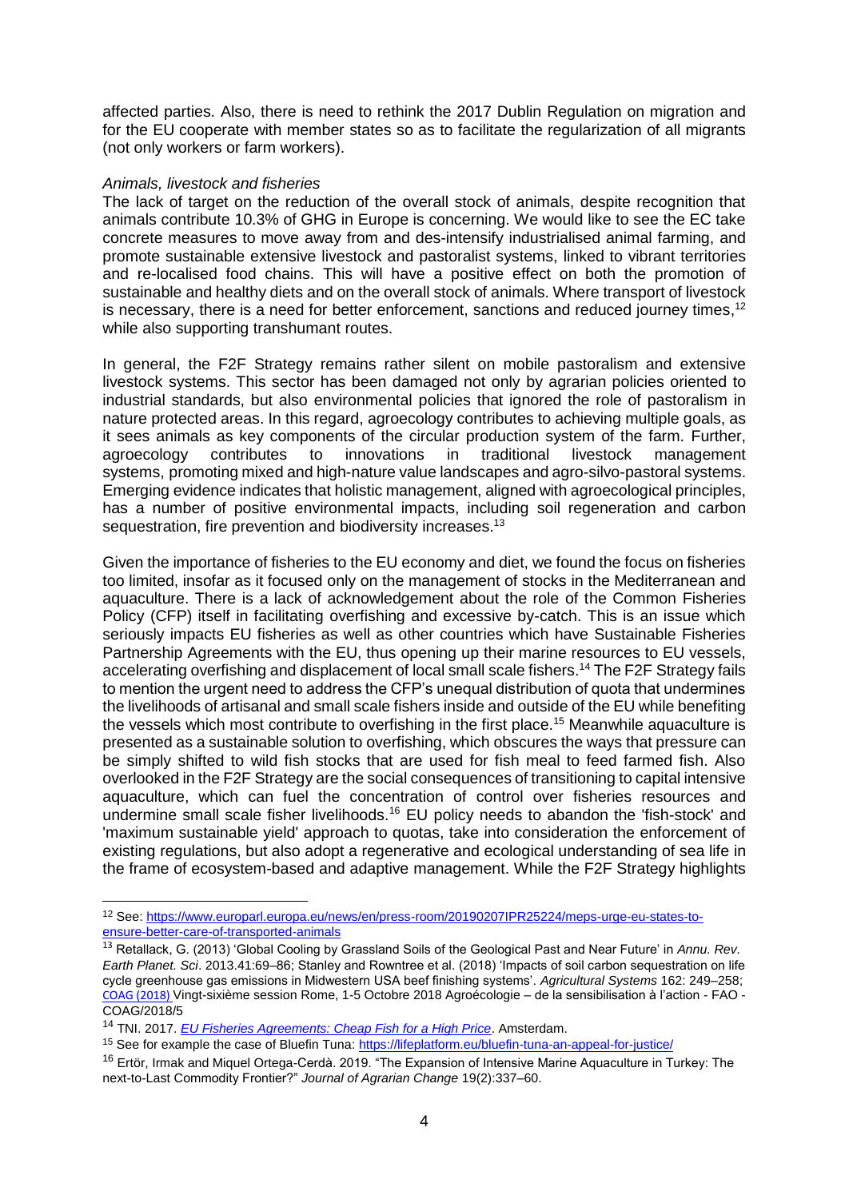affected parties. Also, there is need to rethink the 2017 Dublin Regulation on migration and for the EU cooperate with member states so as to facilitate the regularization of all migrants (not only workers or farm workers).

*Animals, livestock and fisheries*

The lack of target on the reduction of the overall stock of animals, despite recognition that animals contribute 10.3% of GHG in Europe is concerning. We would like to see the EC take concrete measures to move away from and des-intensify industrialised animal farming, and promote sustainable extensive livestock and pastoralist systems, linked to vibrant territories and re-localised food chains. This will have a positive effect on both the promotion of sustainable and healthy diets and on the overall stock of animals. Where transport of livestock is necessary, there is a need for better enforcement, sanctions and reduced journey times,[12] while also supporting transhumant routes.

In general, the F2F Strategy remains rather silent on mobile pastoralism and extensive livestock systems. This sector has been damaged not only by agrarian policies oriented to industrial standards, but also environmental policies that ignored the role of pastoralism in nature protected areas. In this regard, agroecology contributes to achieving multiple goals, as it sees animals as key components of the circular production system of the farm. Further, agroecology contributes to innovations in traditional livestock management systems, promoting mixed and high-nature value landscapes and agro-silvo-pastoral systems. Emerging evidence indicates that holistic management, aligned with agroecological principles, has a number of positive environmental impacts, including soil regeneration and carbon sequestration, fire prevention and biodiversity increases.[13]

Given the importance of fisheries to the EU economy and diet, we found the focus on fisheries too limited, insofar as it focused only on the management of stocks in the Mediterranean and aquaculture. There is a lack of acknowledgement about the role of the Common Fisheries Policy (CFP) itself in facilitating overfishing and excessive by-catch. This is an issue which seriously impacts EU fisheries as well as other countries which have Sustainable Fisheries Partnership Agreements with the EU, thus opening up their marine resources to EU vessels, accelerating overfishing and displacement of local small scale fishers.[14] The F2F Strategy fails to mention the urgent need to address the CFP's unequal distribution of quota that undermines the livelihoods of artisanal and small scale fishers inside and outside of the EU while benefiting the vessels which most contribute to overfishing in the first place.[15] Meanwhile aquaculture is presented as a sustainable solution to overfishing, which obscures the ways that pressure can be simply shifted to wild fish stocks that are used for fish meal to feed farmed fish. Also overlooked in the F2F Strategy are the social consequences of transitioning to capital intensive aquaculture, which can fuel the concentration of control over fisheries resources and undermine small scale fisher livelihoods.[16] EU policy needs to abandon the 'fish-stock' and 'maximum sustainable yield' approach to quotas, take into consideration the enforcement of existing regulations, but also adopt a regenerative and ecological understanding of sea life in the frame of ecosystem-based and adaptive management. While the F2F Strategy highlights

---

[12] See: https://www.europarl.europa.eu/news/en/press-room/20190207IPR25224/meps-urge-eu-states-to-ensure-better-care-of-transported-animals

[13] Retallack, G. (2013) 'Global Cooling by Grassland Soils of the Geological Past and Near Future' in *Annu. Rev. Earth Planet. Sci*. 2013.41:69–86; Stanley and Rowntree et al. (2018) 'Impacts of soil carbon sequestration on life cycle greenhouse gas emissions in Midwestern USA beef finishing systems'. *Agricultural Systems* 162: 249–258; COAG (2018) Vingt-sixième session Rome, 1-5 Octobre 2018 Agroécologie – de la sensibilisation à l'action - FAO - COAG/2018/5

[14] TNI. 2017. *EU Fisheries Agreements: Cheap Fish for a High Price*. Amsterdam.

[15] See for example the case of Bluefin Tuna: https://lifeplatform.eu/bluefin-tuna-an-appeal-for-justice/

[16] Ertör, Irmak and Miquel Ortega-Cerdà. 2019. "The Expansion of Intensive Marine Aquaculture in Turkey: The next-to-Last Commodity Frontier?" *Journal of Agrarian Change* 19(2):337–60.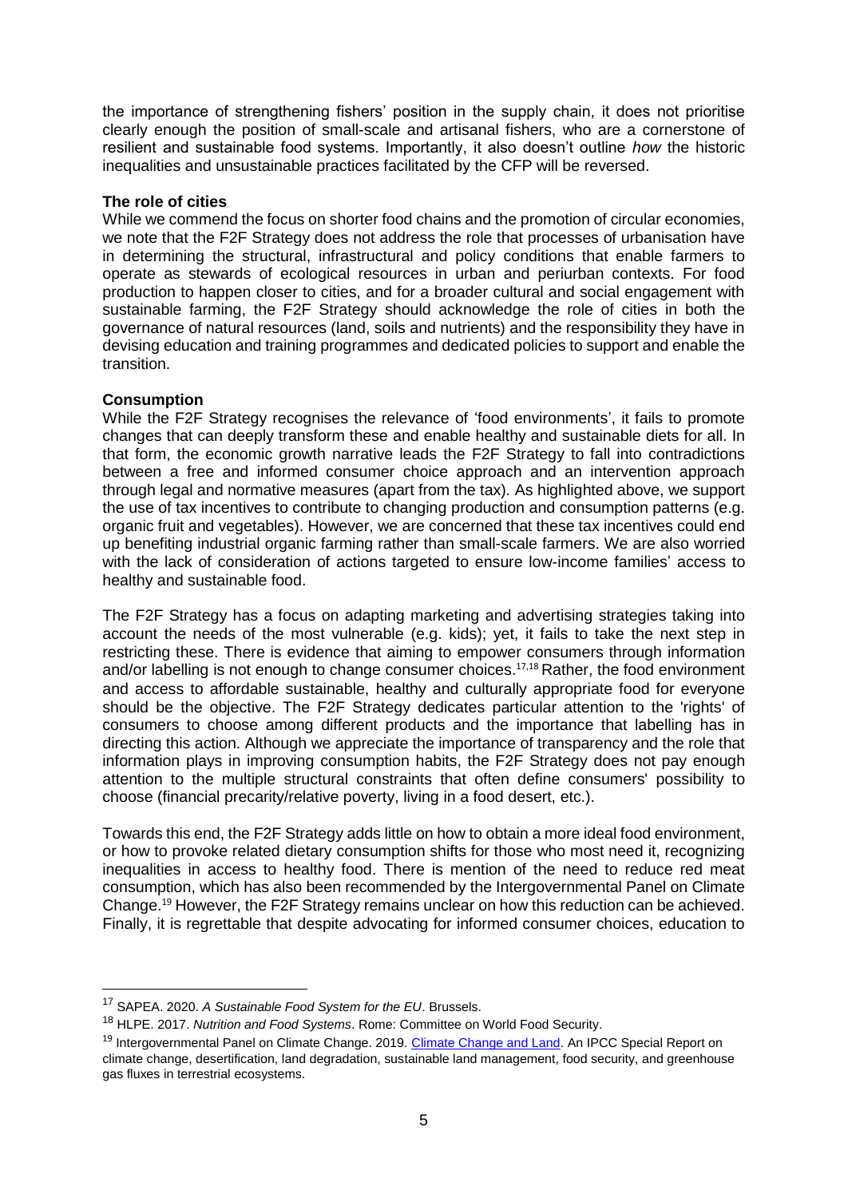the importance of strengthening fishers' position in the supply chain, it does not prioritise clearly enough the position of small-scale and artisanal fishers, who are a cornerstone of resilient and sustainable food systems. Importantly, it also doesn't outline *how* the historic inequalities and unsustainable practices facilitated by the CFP will be reversed.

**The role of cities**

While we commend the focus on shorter food chains and the promotion of circular economies, we note that the F2F Strategy does not address the role that processes of urbanisation have in determining the structural, infrastructural and policy conditions that enable farmers to operate as stewards of ecological resources in urban and periurban contexts. For food production to happen closer to cities, and for a broader cultural and social engagement with sustainable farming, the F2F Strategy should acknowledge the role of cities in both the governance of natural resources (land, soils and nutrients) and the responsibility they have in devising education and training programmes and dedicated policies to support and enable the transition.

**Consumption**

While the F2F Strategy recognises the relevance of 'food environments', it fails to promote changes that can deeply transform these and enable healthy and sustainable diets for all. In that form, the economic growth narrative leads the F2F Strategy to fall into contradictions between a free and informed consumer choice approach and an intervention approach through legal and normative measures (apart from the tax). As highlighted above, we support the use of tax incentives to contribute to changing production and consumption patterns (e.g. organic fruit and vegetables). However, we are concerned that these tax incentives could end up benefiting industrial organic farming rather than small-scale farmers. We are also worried with the lack of consideration of actions targeted to ensure low-income families' access to healthy and sustainable food.

The F2F Strategy has a focus on adapting marketing and advertising strategies taking into account the needs of the most vulnerable (e.g. kids); yet, it fails to take the next step in restricting these. There is evidence that aiming to empower consumers through information and/or labelling is not enough to change consumer choices.[17,18] Rather, the food environment and access to affordable sustainable, healthy and culturally appropriate food for everyone should be the objective. The F2F Strategy dedicates particular attention to the 'rights' of consumers to choose among different products and the importance that labelling has in directing this action. Although we appreciate the importance of transparency and the role that information plays in improving consumption habits, the F2F Strategy does not pay enough attention to the multiple structural constraints that often define consumers' possibility to choose (financial precarity/relative poverty, living in a food desert, etc.).

Towards this end, the F2F Strategy adds little on how to obtain a more ideal food environment, or how to provoke related dietary consumption shifts for those who most need it, recognizing inequalities in access to healthy food. There is mention of the need to reduce red meat consumption, which has also been recommended by the Intergovernmental Panel on Climate Change.[19] However, the F2F Strategy remains unclear on how this reduction can be achieved. Finally, it is regrettable that despite advocating for informed consumer choices, education to

---

[17] SAPEA. 2020. *A Sustainable Food System for the EU*. Brussels.

[18] HLPE. 2017. *Nutrition and Food Systems*. Rome: Committee on World Food Security.

[19] Intergovernmental Panel on Climate Change. 2019. Climate Change and Land. An IPCC Special Report on climate change, desertification, land degradation, sustainable land management, food security, and greenhouse gas fluxes in terrestrial ecosystems.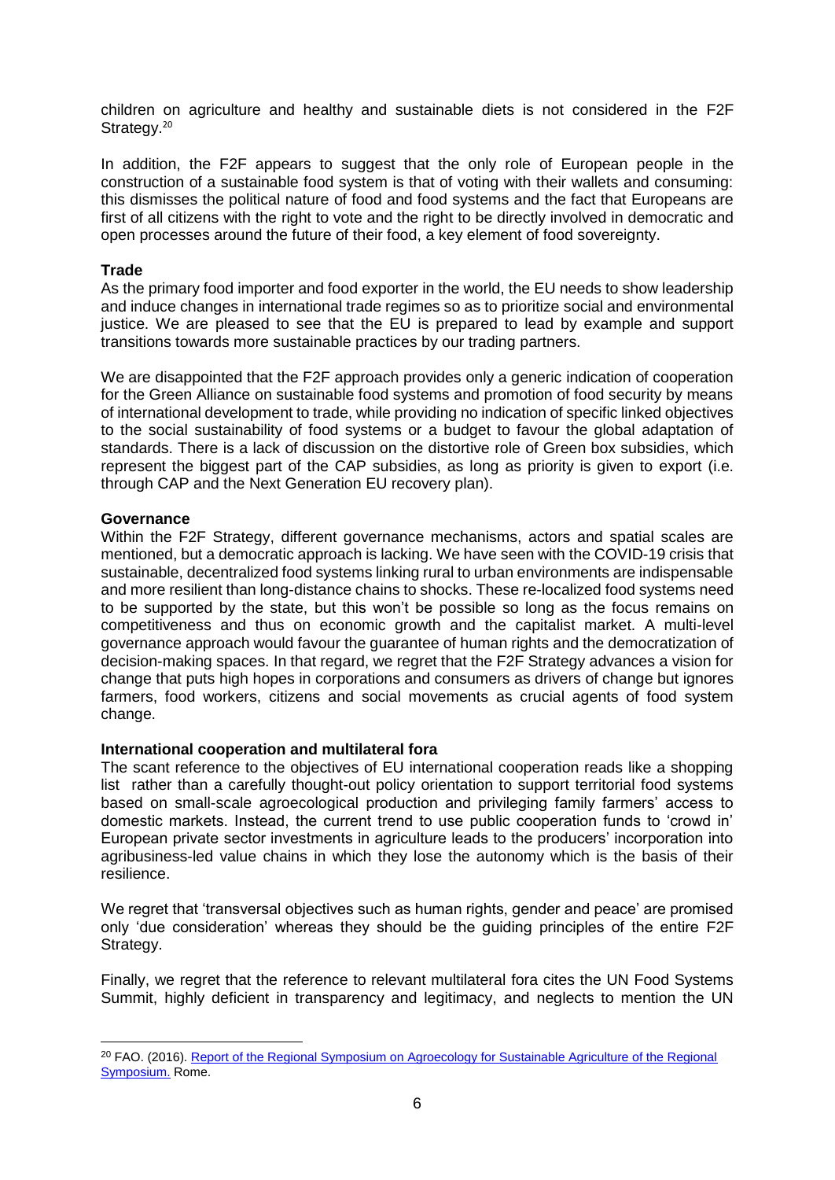children on agriculture and healthy and sustainable diets is not considered in the F2F Strategy.[20]

In addition, the F2F appears to suggest that the only role of European people in the construction of a sustainable food system is that of voting with their wallets and consuming: this dismisses the political nature of food and food systems and the fact that Europeans are first of all citizens with the right to vote and the right to be directly involved in democratic and open processes around the future of their food, a key element of food sovereignty.

**Trade**

As the primary food importer and food exporter in the world, the EU needs to show leadership and induce changes in international trade regimes so as to prioritize social and environmental justice. We are pleased to see that the EU is prepared to lead by example and support transitions towards more sustainable practices by our trading partners.

We are disappointed that the F2F approach provides only a generic indication of cooperation for the Green Alliance on sustainable food systems and promotion of food security by means of international development to trade, while providing no indication of specific linked objectives to the social sustainability of food systems or a budget to favour the global adaptation of standards. There is a lack of discussion on the distortive role of Green box subsidies, which represent the biggest part of the CAP subsidies, as long as priority is given to export (i.e. through CAP and the Next Generation EU recovery plan).

**Governance**

Within the F2F Strategy, different governance mechanisms, actors and spatial scales are mentioned, but a democratic approach is lacking. We have seen with the COVID-19 crisis that sustainable, decentralized food systems linking rural to urban environments are indispensable and more resilient than long-distance chains to shocks. These re-localized food systems need to be supported by the state, but this won't be possible so long as the focus remains on competitiveness and thus on economic growth and the capitalist market. A multi-level governance approach would favour the guarantee of human rights and the democratization of decision-making spaces. In that regard, we regret that the F2F Strategy advances a vision for change that puts high hopes in corporations and consumers as drivers of change but ignores farmers, food workers, citizens and social movements as crucial agents of food system change.

**International cooperation and multilateral fora**

The scant reference to the objectives of EU international cooperation reads like a shopping list rather than a carefully thought-out policy orientation to support territorial food systems based on small-scale agroecological production and privileging family farmers' access to domestic markets. Instead, the current trend to use public cooperation funds to 'crowd in' European private sector investments in agriculture leads to the producers' incorporation into agribusiness-led value chains in which they lose the autonomy which is the basis of their resilience.

We regret that 'transversal objectives such as human rights, gender and peace' are promised only 'due consideration' whereas they should be the guiding principles of the entire F2F Strategy.

Finally, we regret that the reference to relevant multilateral fora cites the UN Food Systems Summit, highly deficient in transparency and legitimacy, and neglects to mention the UN

---

[20] FAO. (2016). [Report of the Regional Symposium on Agroecology for Sustainable Agriculture of the Regional Symposium.] Rome.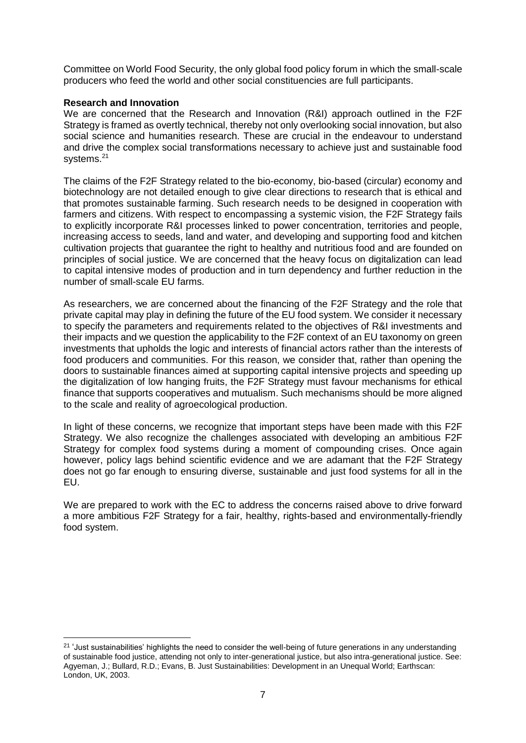Committee on World Food Security, the only global food policy forum in which the small-scale producers who feed the world and other social constituencies are full participants.

**Research and Innovation**

We are concerned that the Research and Innovation (R&I) approach outlined in the F2F Strategy is framed as overtly technical, thereby not only overlooking social innovation, but also social science and humanities research. These are crucial in the endeavour to understand and drive the complex social transformations necessary to achieve just and sustainable food systems.[21]

The claims of the F2F Strategy related to the bio-economy, bio-based (circular) economy and biotechnology are not detailed enough to give clear directions to research that is ethical and that promotes sustainable farming. Such research needs to be designed in cooperation with farmers and citizens. With respect to encompassing a systemic vision, the F2F Strategy fails to explicitly incorporate R&I processes linked to power concentration, territories and people, increasing access to seeds, land and water, and developing and supporting food and kitchen cultivation projects that guarantee the right to healthy and nutritious food and are founded on principles of social justice. We are concerned that the heavy focus on digitalization can lead to capital intensive modes of production and in turn dependency and further reduction in the number of small-scale EU farms.

As researchers, we are concerned about the financing of the F2F Strategy and the role that private capital may play in defining the future of the EU food system. We consider it necessary to specify the parameters and requirements related to the objectives of R&I investments and their impacts and we question the applicability to the F2F context of an EU taxonomy on green investments that upholds the logic and interests of financial actors rather than the interests of food producers and communities. For this reason, we consider that, rather than opening the doors to sustainable finances aimed at supporting capital intensive projects and speeding up the digitalization of low hanging fruits, the F2F Strategy must favour mechanisms for ethical finance that supports cooperatives and mutualism. Such mechanisms should be more aligned to the scale and reality of agroecological production.

In light of these concerns, we recognize that important steps have been made with this F2F Strategy. We also recognize the challenges associated with developing an ambitious F2F Strategy for complex food systems during a moment of compounding crises. Once again however, policy lags behind scientific evidence and we are adamant that the F2F Strategy does not go far enough to ensuring diverse, sustainable and just food systems for all in the EU.

We are prepared to work with the EC to address the concerns raised above to drive forward a more ambitious F2F Strategy for a fair, healthy, rights-based and environmentally-friendly food system.

---

[21] 'Just sustainabilities' highlights the need to consider the well-being of future generations in any understanding of sustainable food justice, attending not only to inter-generational justice, but also intra-generational justice. See: Agyeman, J.; Bullard, R.D.; Evans, B. Just Sustainabilities: Development in an Unequal World; Earthscan: London, UK, 2003.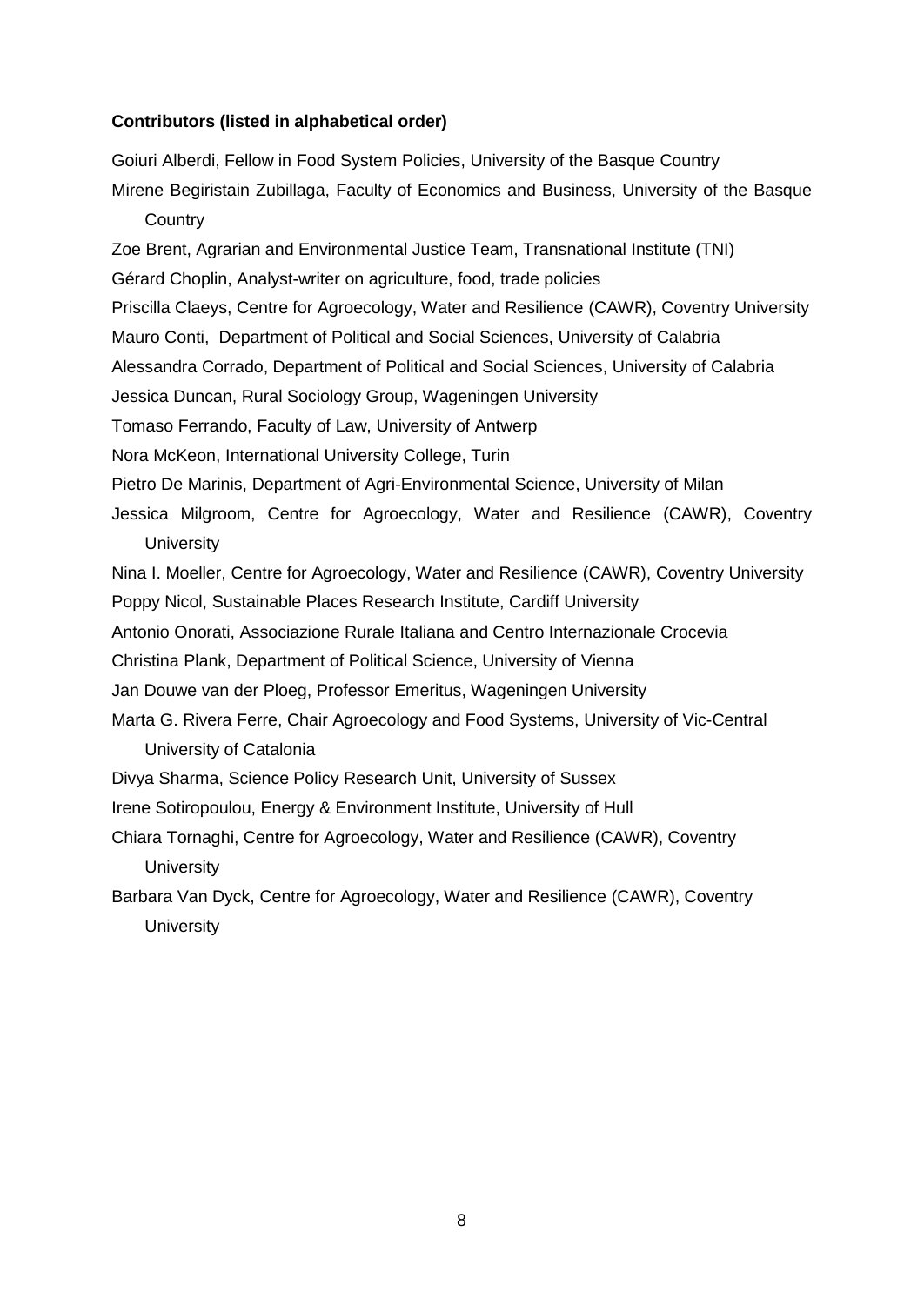**Contributors (listed in alphabetical order)**

Goiuri Alberdi, Fellow in Food System Policies, University of the Basque Country

Mirene Begiristain Zubillaga, Faculty of Economics and Business, University of the Basque Country

Zoe Brent, Agrarian and Environmental Justice Team, Transnational Institute (TNI)

Gérard Choplin, Analyst-writer on agriculture, food, trade policies

Priscilla Claeys, Centre for Agroecology, Water and Resilience (CAWR), Coventry University

Mauro Conti, Department of Political and Social Sciences, University of Calabria

Alessandra Corrado, Department of Political and Social Sciences, University of Calabria

Jessica Duncan, Rural Sociology Group, Wageningen University

Tomaso Ferrando, Faculty of Law, University of Antwerp

Nora McKeon, International University College, Turin

Pietro De Marinis, Department of Agri-Environmental Science, University of Milan

Jessica Milgroom, Centre for Agroecology, Water and Resilience (CAWR), Coventry University

Nina I. Moeller, Centre for Agroecology, Water and Resilience (CAWR), Coventry University

Poppy Nicol, Sustainable Places Research Institute, Cardiff University

Antonio Onorati, Associazione Rurale Italiana and Centro Internazionale Crocevia

Christina Plank, Department of Political Science, University of Vienna

Jan Douwe van der Ploeg, Professor Emeritus, Wageningen University

Marta G. Rivera Ferre, Chair Agroecology and Food Systems, University of Vic-Central University of Catalonia

Divya Sharma, Science Policy Research Unit, University of Sussex

Irene Sotiropoulou, Energy & Environment Institute, University of Hull

Chiara Tornaghi, Centre for Agroecology, Water and Resilience (CAWR), Coventry University

Barbara Van Dyck, Centre for Agroecology, Water and Resilience (CAWR), Coventry University